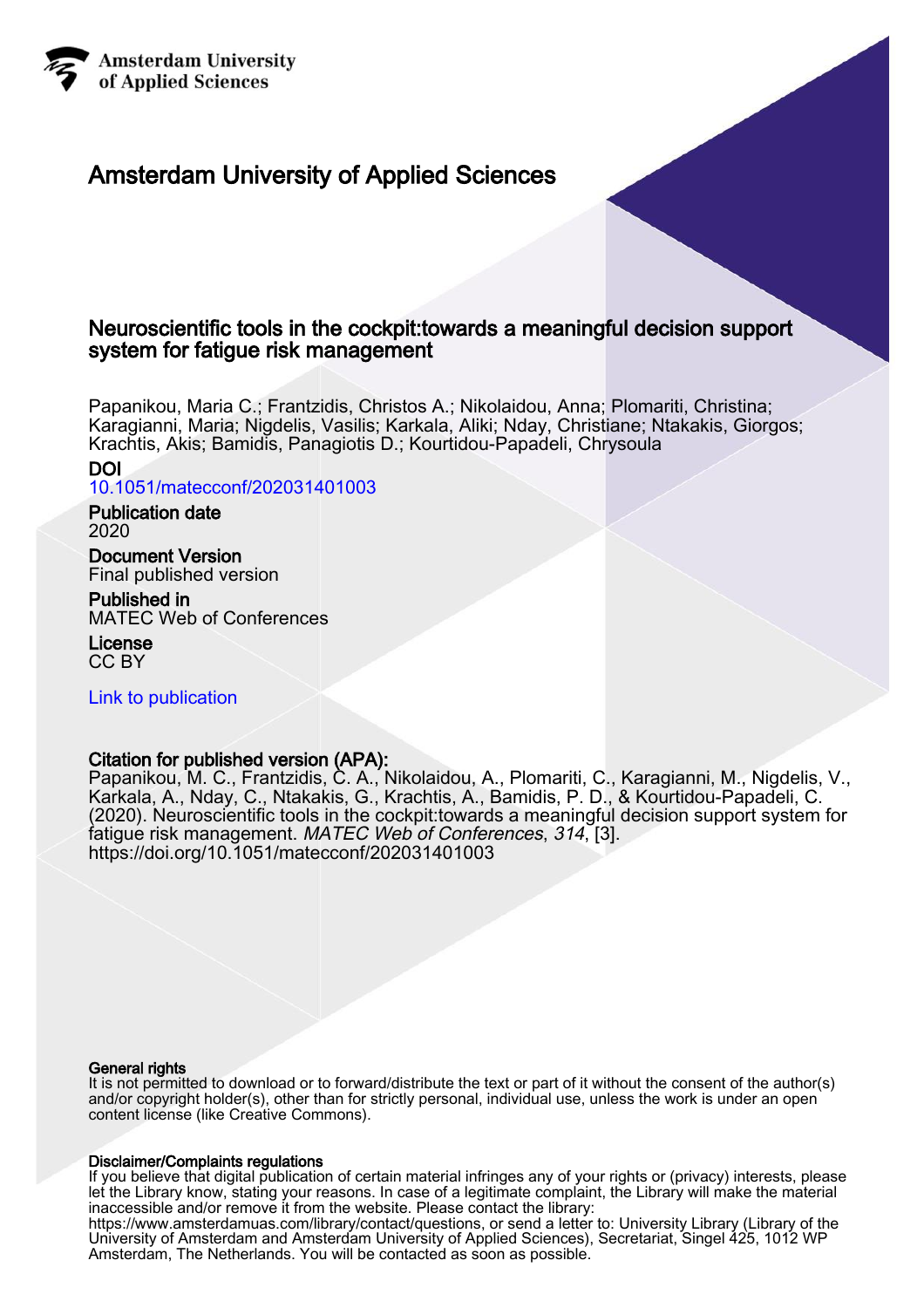Amsterdam University of Applied Sciences

# Amsterdam University of Applied Sciences

## Neuroscientific tools in the cockpit:towards a meaningful decision support system for fatigue risk management

Papanikou, Maria C.; Frantzidis, Christos A.; Nikolaidou, Anna; Plomariti, Christina; Karagianni, Maria; Nigdelis, Vasilis; Karkala, Aliki; Nday, Christiane; Ntakakis, Giorgos; Krachtis, Akis; Bamidis, Panagiotis D.; Kourtidou-Papadeli, Chrysoula

**DOI**
10.1051/matecconf/202031401003

**Publication date**
2020

**Document Version**
Final published version

**Published in**
MATEC Web of Conferences

**License**
CC BY

Link to publication

**Citation for published version (APA):**
Papanikou, M. C., Frantzidis, C. A., Nikolaidou, A., Plomariti, C., Karagianni, M., Nigdelis, V., Karkala, A., Nday, C., Ntakakis, G., Krachtis, A., Bamidis, P. D., & Kourtidou-Papadeli, C. (2020). Neuroscientific tools in the cockpit:towards a meaningful decision support system for fatigue risk management. *MATEC Web of Conferences*, *314*, [3]. https://doi.org/10.1051/matecconf/202031401003

**General rights**
It is not permitted to download or to forward/distribute the text or part of it without the consent of the author(s) and/or copyright holder(s), other than for strictly personal, individual use, unless the work is under an open content license (like Creative Commons).

**Disclaimer/Complaints regulations**
If you believe that digital publication of certain material infringes any of your rights or (privacy) interests, please let the Library know, stating your reasons. In case of a legitimate complaint, the Library will make the material inaccessible and/or remove it from the website. Please contact the library: https://www.amsterdamuas.com/library/contact/questions, or send a letter to: University Library (Library of the University of Amsterdam and Amsterdam University of Applied Sciences), Secretariat, Singel 425, 1012 WP Amsterdam, The Netherlands. You will be contacted as soon as possible.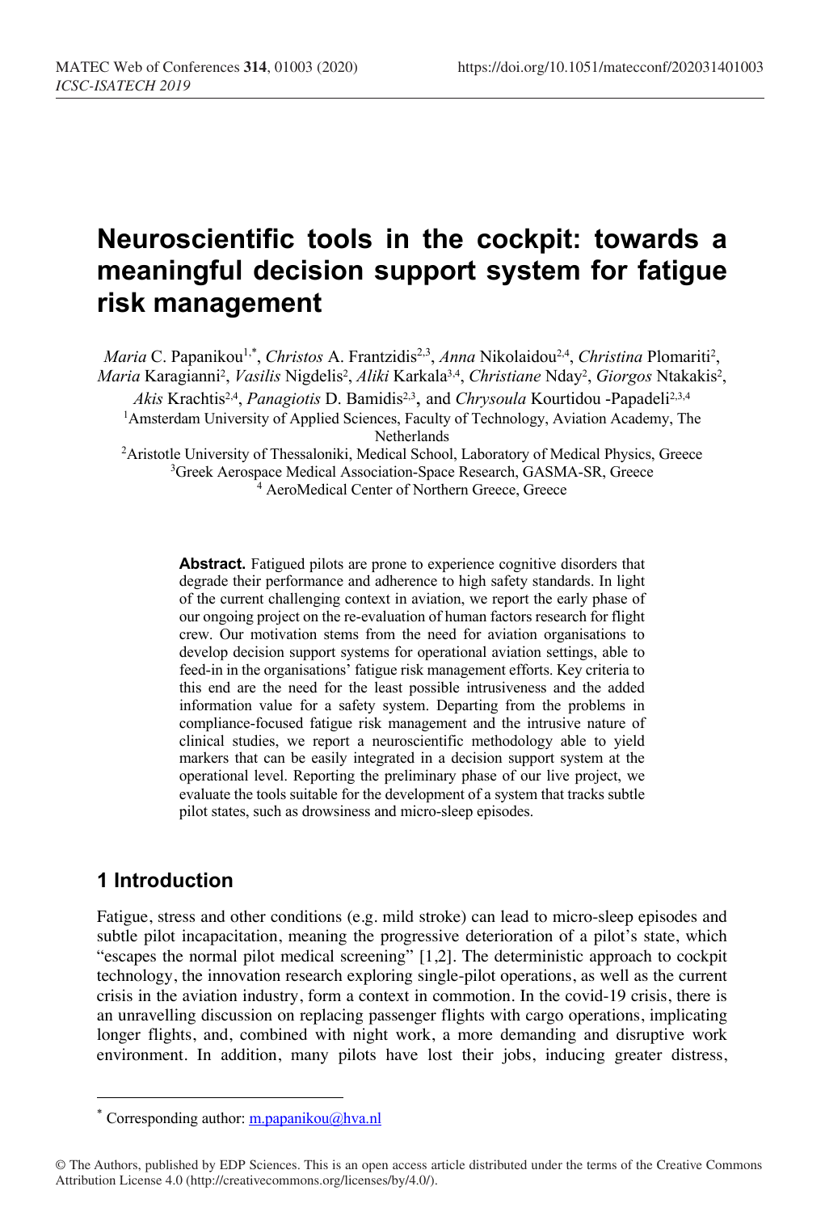# Neuroscientific tools in the cockpit: towards a meaningful decision support system for fatigue risk management

*Maria* C. Papanikou[1,*], *Christos* A. Frantzidis[2,3], *Anna* Nikolaidou[2,4], *Christina* Plomariti[2], *Maria* Karagianni[2], *Vasilis* Nigdelis[2], *Aliki* Karkala[3,4], *Christiane* Nday[2], *Giorgos* Ntakakis[2], *Akis* Krachtis[2,4], *Panagiotis* D. Bamidis[2,3], and *Chrysoula* Kourtidou -Papadeli[2,3,4]

[1]Amsterdam University of Applied Sciences, Faculty of Technology, Aviation Academy, The Netherlands

[2]Aristotle University of Thessaloniki, Medical School, Laboratory of Medical Physics, Greece

[3]Greek Aerospace Medical Association-Space Research, GASMA-SR, Greece

[4] AeroMedical Center of Northern Greece, Greece

**Abstract.** Fatigued pilots are prone to experience cognitive disorders that degrade their performance and adherence to high safety standards. In light of the current challenging context in aviation, we report the early phase of our ongoing project on the re-evaluation of human factors research for flight crew. Our motivation stems from the need for aviation organisations to develop decision support systems for operational aviation settings, able to feed-in in the organisations' fatigue risk management efforts. Key criteria to this end are the need for the least possible intrusiveness and the added information value for a safety system. Departing from the problems in compliance-focused fatigue risk management and the intrusive nature of clinical studies, we report a neuroscientific methodology able to yield markers that can be easily integrated in a decision support system at the operational level. Reporting the preliminary phase of our live project, we evaluate the tools suitable for the development of a system that tracks subtle pilot states, such as drowsiness and micro-sleep episodes.

## 1 Introduction

Fatigue, stress and other conditions (e.g. mild stroke) can lead to micro-sleep episodes and subtle pilot incapacitation, meaning the progressive deterioration of a pilot's state, which "escapes the normal pilot medical screening" [1,2]. The deterministic approach to cockpit technology, the innovation research exploring single-pilot operations, as well as the current crisis in the aviation industry, form a context in commotion. In the covid-19 crisis, there is an unravelling discussion on replacing passenger flights with cargo operations, implicating longer flights, and, combined with night work, a more demanding and disruptive work environment. In addition, many pilots have lost their jobs, inducing greater distress,

* Corresponding author: m.papanikou@hva.nl

© The Authors, published by EDP Sciences. This is an open access article distributed under the terms of the Creative Commons Attribution License 4.0 (http://creativecommons.org/licenses/by/4.0/).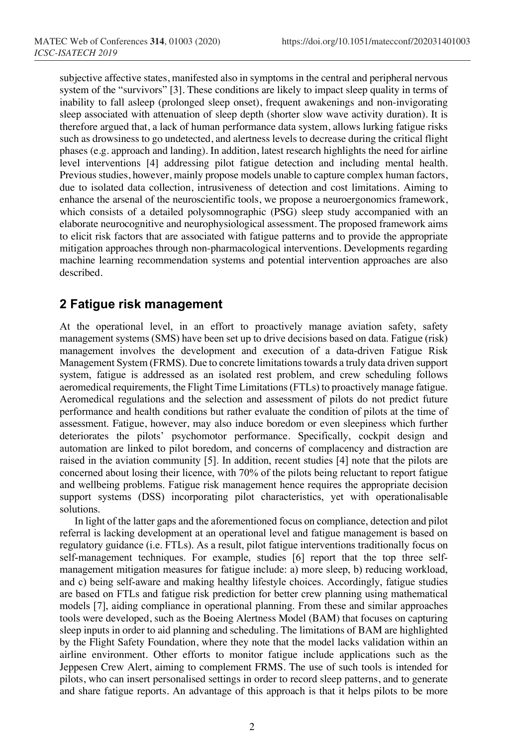subjective affective states, manifested also in symptoms in the central and peripheral nervous system of the "survivors" [3]. These conditions are likely to impact sleep quality in terms of inability to fall asleep (prolonged sleep onset), frequent awakenings and non-invigorating sleep associated with attenuation of sleep depth (shorter slow wave activity duration). It is therefore argued that, a lack of human performance data system, allows lurking fatigue risks such as drowsiness to go undetected, and alertness levels to decrease during the critical flight phases (e.g. approach and landing). In addition, latest research highlights the need for airline level interventions [4] addressing pilot fatigue detection and including mental health. Previous studies, however, mainly propose models unable to capture complex human factors, due to isolated data collection, intrusiveness of detection and cost limitations. Aiming to enhance the arsenal of the neuroscientific tools, we propose a neuroergonomics framework, which consists of a detailed polysomnographic (PSG) sleep study accompanied with an elaborate neurocognitive and neurophysiological assessment. The proposed framework aims to elicit risk factors that are associated with fatigue patterns and to provide the appropriate mitigation approaches through non-pharmacological interventions. Developments regarding machine learning recommendation systems and potential intervention approaches are also described.

## 2 Fatigue risk management

At the operational level, in an effort to proactively manage aviation safety, safety management systems (SMS) have been set up to drive decisions based on data. Fatigue (risk) management involves the development and execution of a data-driven Fatigue Risk Management System (FRMS). Due to concrete limitations towards a truly data driven support system, fatigue is addressed as an isolated rest problem, and crew scheduling follows aeromedical requirements, the Flight Time Limitations (FTLs) to proactively manage fatigue. Aeromedical regulations and the selection and assessment of pilots do not predict future performance and health conditions but rather evaluate the condition of pilots at the time of assessment. Fatigue, however, may also induce boredom or even sleepiness which further deteriorates the pilots' psychomotor performance. Specifically, cockpit design and automation are linked to pilot boredom, and concerns of complacency and distraction are raised in the aviation community [5]. In addition, recent studies [4] note that the pilots are concerned about losing their licence, with 70% of the pilots being reluctant to report fatigue and wellbeing problems. Fatigue risk management hence requires the appropriate decision support systems (DSS) incorporating pilot characteristics, yet with operationalisable solutions.

In light of the latter gaps and the aforementioned focus on compliance, detection and pilot referral is lacking development at an operational level and fatigue management is based on regulatory guidance (i.e. FTLs). As a result, pilot fatigue interventions traditionally focus on self-management techniques. For example, studies [6] report that the top three self-management mitigation measures for fatigue include: a) more sleep, b) reducing workload, and c) being self-aware and making healthy lifestyle choices. Accordingly, fatigue studies are based on FTLs and fatigue risk prediction for better crew planning using mathematical models [7], aiding compliance in operational planning. From these and similar approaches tools were developed, such as the Boeing Alertness Model (BAM) that focuses on capturing sleep inputs in order to aid planning and scheduling. The limitations of BAM are highlighted by the Flight Safety Foundation, where they note that the model lacks validation within an airline environment. Other efforts to monitor fatigue include applications such as the Jeppesen Crew Alert, aiming to complement FRMS. The use of such tools is intended for pilots, who can insert personalised settings in order to record sleep patterns, and to generate and share fatigue reports. An advantage of this approach is that it helps pilots to be more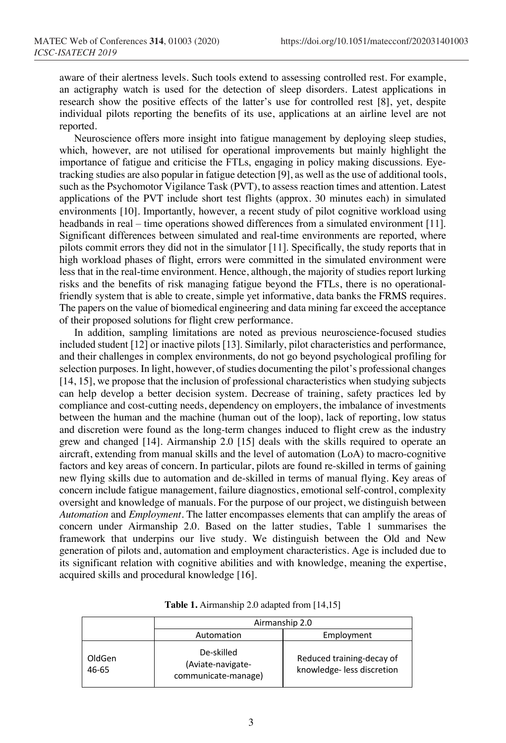aware of their alertness levels. Such tools extend to assessing controlled rest. For example, an actigraphy watch is used for the detection of sleep disorders. Latest applications in research show the positive effects of the latter's use for controlled rest [8], yet, despite individual pilots reporting the benefits of its use, applications at an airline level are not reported.

Neuroscience offers more insight into fatigue management by deploying sleep studies, which, however, are not utilised for operational improvements but mainly highlight the importance of fatigue and criticise the FTLs, engaging in policy making discussions. Eye-tracking studies are also popular in fatigue detection [9], as well as the use of additional tools, such as the Psychomotor Vigilance Task (PVT), to assess reaction times and attention. Latest applications of the PVT include short test flights (approx. 30 minutes each) in simulated environments [10]. Importantly, however, a recent study of pilot cognitive workload using headbands in real – time operations showed differences from a simulated environment [11]. Significant differences between simulated and real-time environments are reported, where pilots commit errors they did not in the simulator [11]. Specifically, the study reports that in high workload phases of flight, errors were committed in the simulated environment were less that in the real-time environment. Hence, although, the majority of studies report lurking risks and the benefits of risk managing fatigue beyond the FTLs, there is no operational-friendly system that is able to create, simple yet informative, data banks the FRMS requires. The papers on the value of biomedical engineering and data mining far exceed the acceptance of their proposed solutions for flight crew performance.

In addition, sampling limitations are noted as previous neuroscience-focused studies included student [12] or inactive pilots [13]. Similarly, pilot characteristics and performance, and their challenges in complex environments, do not go beyond psychological profiling for selection purposes. In light, however, of studies documenting the pilot's professional changes [14, 15], we propose that the inclusion of professional characteristics when studying subjects can help develop a better decision system. Decrease of training, safety practices led by compliance and cost-cutting needs, dependency on employers, the imbalance of investments between the human and the machine (human out of the loop), lack of reporting, low status and discretion were found as the long-term changes induced to flight crew as the industry grew and changed [14]. Airmanship 2.0 [15] deals with the skills required to operate an aircraft, extending from manual skills and the level of automation (LoA) to macro-cognitive factors and key areas of concern. In particular, pilots are found re-skilled in terms of gaining new flying skills due to automation and de-skilled in terms of manual flying. Key areas of concern include fatigue management, failure diagnostics, emotional self-control, complexity oversight and knowledge of manuals. For the purpose of our project, we distinguish between *Automation* and *Employment*. The latter encompasses elements that can amplify the areas of concern under Airmanship 2.0. Based on the latter studies, Table 1 summarises the framework that underpins our live study. We distinguish between the Old and New generation of pilots and, automation and employment characteristics. Age is included due to its significant relation with cognitive abilities and with knowledge, meaning the expertise, acquired skills and procedural knowledge [16].

**Table 1.** Airmanship 2.0 adapted from [14,15]

| | Airmanship 2.0 | |
|---|---|---|
| | Automation | Employment |
| OldGen 46-65 | De-skilled (Aviate-navigate-communicate-manage) | Reduced training-decay of knowledge- less discretion |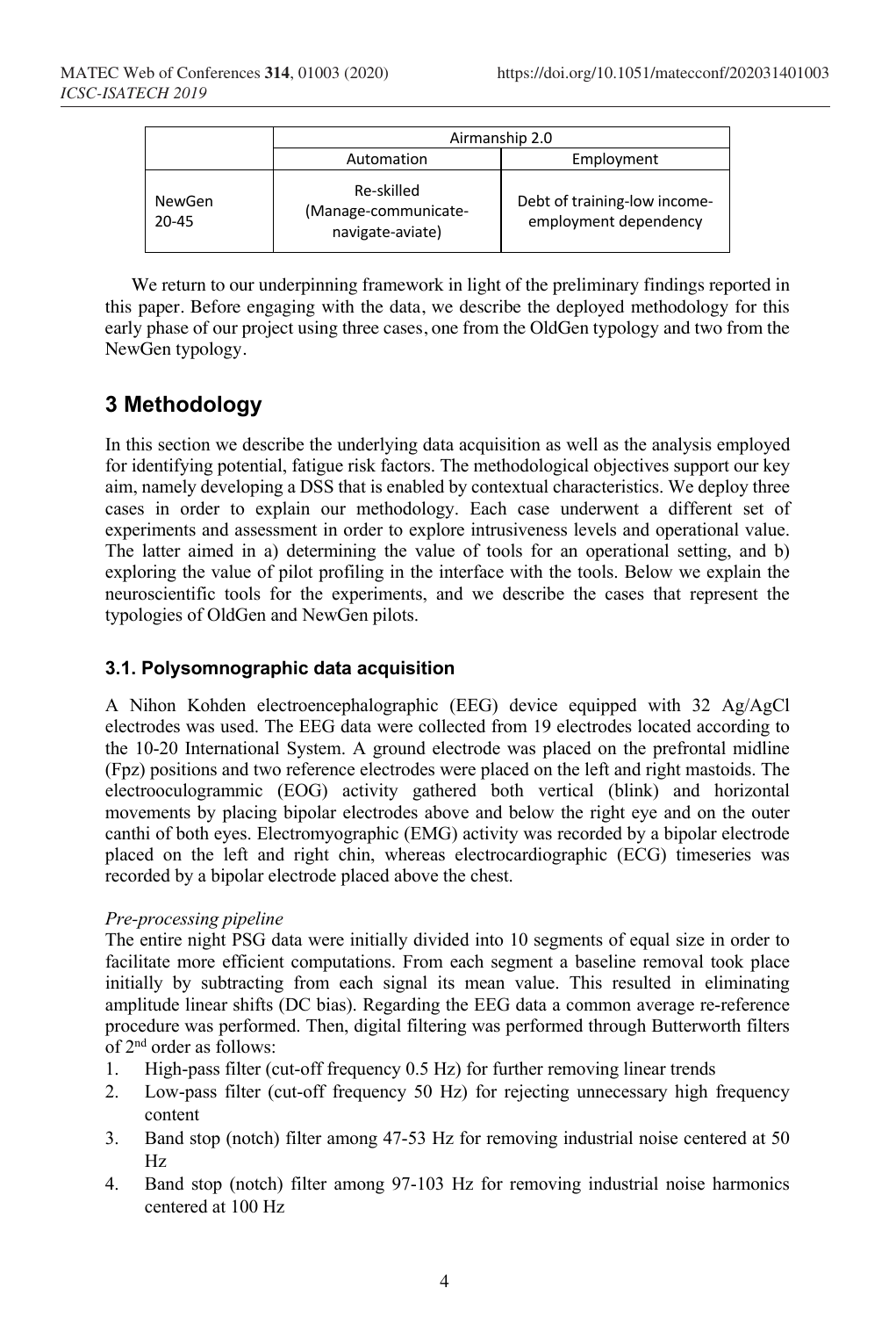| | Airmanship 2.0 | |
|---|---|---|
| | Automation | Employment |
| NewGen 20-45 | Re-skilled (Manage-communicate-navigate-aviate) | Debt of training-low income-employment dependency |

We return to our underpinning framework in light of the preliminary findings reported in this paper. Before engaging with the data, we describe the deployed methodology for this early phase of our project using three cases, one from the OldGen typology and two from the NewGen typology.

## 3 Methodology

In this section we describe the underlying data acquisition as well as the analysis employed for identifying potential, fatigue risk factors. The methodological objectives support our key aim, namely developing a DSS that is enabled by contextual characteristics. We deploy three cases in order to explain our methodology. Each case underwent a different set of experiments and assessment in order to explore intrusiveness levels and operational value. The latter aimed in a) determining the value of tools for an operational setting, and b) exploring the value of pilot profiling in the interface with the tools. Below we explain the neuroscientific tools for the experiments, and we describe the cases that represent the typologies of OldGen and NewGen pilots.

### 3.1. Polysomnographic data acquisition

A Nihon Kohden electroencephalographic (EEG) device equipped with 32 Ag/AgCl electrodes was used. The EEG data were collected from 19 electrodes located according to the 10-20 International System. A ground electrode was placed on the prefrontal midline (Fpz) positions and two reference electrodes were placed on the left and right mastoids. The electrooculogrammic (EOG) activity gathered both vertical (blink) and horizontal movements by placing bipolar electrodes above and below the right eye and on the outer canthi of both eyes. Electromyographic (EMG) activity was recorded by a bipolar electrode placed on the left and right chin, whereas electrocardiographic (ECG) timeseries was recorded by a bipolar electrode placed above the chest.

*Pre-processing pipeline*

The entire night PSG data were initially divided into 10 segments of equal size in order to facilitate more efficient computations. From each segment a baseline removal took place initially by subtracting from each signal its mean value. This resulted in eliminating amplitude linear shifts (DC bias). Regarding the EEG data a common average re-reference procedure was performed. Then, digital filtering was performed through Butterworth filters of 2nd order as follows:

1. High-pass filter (cut-off frequency 0.5 Hz) for further removing linear trends
2. Low-pass filter (cut-off frequency 50 Hz) for rejecting unnecessary high frequency content
3. Band stop (notch) filter among 47-53 Hz for removing industrial noise centered at 50 Hz
4. Band stop (notch) filter among 97-103 Hz for removing industrial noise harmonics centered at 100 Hz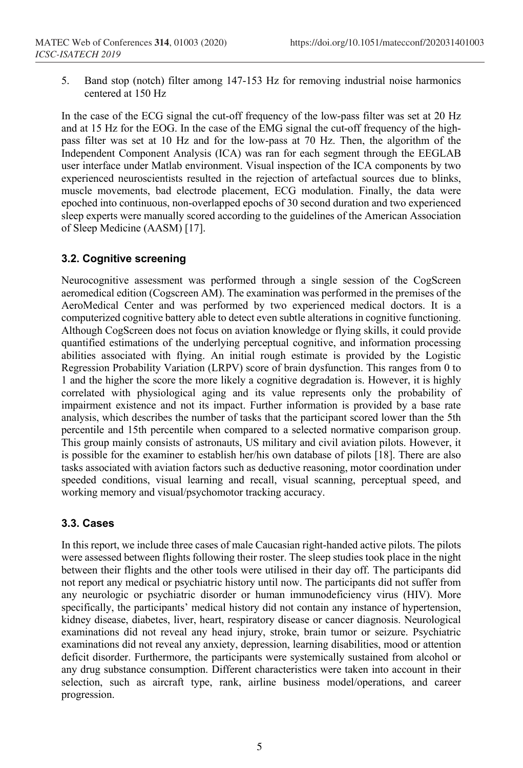5. Band stop (notch) filter among 147-153 Hz for removing industrial noise harmonics centered at 150 Hz

In the case of the ECG signal the cut-off frequency of the low-pass filter was set at 20 Hz and at 15 Hz for the EOG. In the case of the EMG signal the cut-off frequency of the high-pass filter was set at 10 Hz and for the low-pass at 70 Hz. Then, the algorithm of the Independent Component Analysis (ICA) was ran for each segment through the EEGLAB user interface under Matlab environment. Visual inspection of the ICA components by two experienced neuroscientists resulted in the rejection of artefactual sources due to blinks, muscle movements, bad electrode placement, ECG modulation. Finally, the data were epoched into continuous, non-overlapped epochs of 30 second duration and two experienced sleep experts were manually scored according to the guidelines of the American Association of Sleep Medicine (AASM) [17].

### 3.2. Cognitive screening

Neurocognitive assessment was performed through a single session of the CogScreen aeromedical edition (Cogscreen AM). The examination was performed in the premises of the AeroMedical Center and was performed by two experienced medical doctors. It is a computerized cognitive battery able to detect even subtle alterations in cognitive functioning. Although CogScreen does not focus on aviation knowledge or flying skills, it could provide quantified estimations of the underlying perceptual cognitive, and information processing abilities associated with flying. An initial rough estimate is provided by the Logistic Regression Probability Variation (LRPV) score of brain dysfunction. This ranges from 0 to 1 and the higher the score the more likely a cognitive degradation is. However, it is highly correlated with physiological aging and its value represents only the probability of impairment existence and not its impact. Further information is provided by a base rate analysis, which describes the number of tasks that the participant scored lower than the 5th percentile and 15th percentile when compared to a selected normative comparison group. This group mainly consists of astronauts, US military and civil aviation pilots. However, it is possible for the examiner to establish her/his own database of pilots [18]. There are also tasks associated with aviation factors such as deductive reasoning, motor coordination under speeded conditions, visual learning and recall, visual scanning, perceptual speed, and working memory and visual/psychomotor tracking accuracy.

### 3.3. Cases

In this report, we include three cases of male Caucasian right-handed active pilots. The pilots were assessed between flights following their roster. The sleep studies took place in the night between their flights and the other tools were utilised in their day off. The participants did not report any medical or psychiatric history until now. The participants did not suffer from any neurologic or psychiatric disorder or human immunodeficiency virus (HIV). More specifically, the participants' medical history did not contain any instance of hypertension, kidney disease, diabetes, liver, heart, respiratory disease or cancer diagnosis. Neurological examinations did not reveal any head injury, stroke, brain tumor or seizure. Psychiatric examinations did not reveal any anxiety, depression, learning disabilities, mood or attention deficit disorder. Furthermore, the participants were systemically sustained from alcohol or any drug substance consumption. Different characteristics were taken into account in their selection, such as aircraft type, rank, airline business model/operations, and career progression.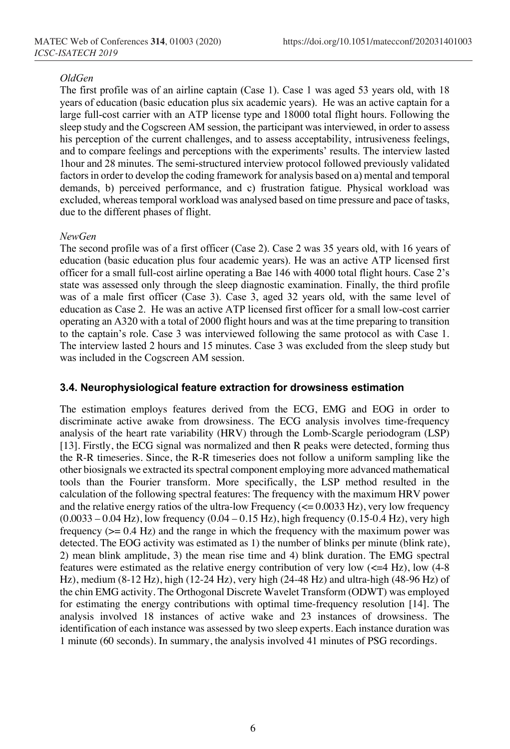*OldGen*

The first profile was of an airline captain (Case 1). Case 1 was aged 53 years old, with 18 years of education (basic education plus six academic years). He was an active captain for a large full-cost carrier with an ATP license type and 18000 total flight hours. Following the sleep study and the Cogscreen AM session, the participant was interviewed, in order to assess his perception of the current challenges, and to assess acceptability, intrusiveness feelings, and to compare feelings and perceptions with the experiments' results. The interview lasted 1hour and 28 minutes. The semi-structured interview protocol followed previously validated factors in order to develop the coding framework for analysis based on a) mental and temporal demands, b) perceived performance, and c) frustration fatigue. Physical workload was excluded, whereas temporal workload was analysed based on time pressure and pace of tasks, due to the different phases of flight.

*NewGen*

The second profile was of a first officer (Case 2). Case 2 was 35 years old, with 16 years of education (basic education plus four academic years). He was an active ATP licensed first officer for a small full-cost airline operating a Bae 146 with 4000 total flight hours. Case 2's state was assessed only through the sleep diagnostic examination. Finally, the third profile was of a male first officer (Case 3). Case 3, aged 32 years old, with the same level of education as Case 2. He was an active ATP licensed first officer for a small low-cost carrier operating an A320 with a total of 2000 flight hours and was at the time preparing to transition to the captain's role. Case 3 was interviewed following the same protocol as with Case 1. The interview lasted 2 hours and 15 minutes. Case 3 was excluded from the sleep study but was included in the Cogscreen AM session.

### 3.4. Neurophysiological feature extraction for drowsiness estimation

The estimation employs features derived from the ECG, EMG and EOG in order to discriminate active awake from drowsiness. The ECG analysis involves time-frequency analysis of the heart rate variability (HRV) through the Lomb-Scargle periodogram (LSP) [13]. Firstly, the ECG signal was normalized and then R peaks were detected, forming thus the R-R timeseries. Since, the R-R timeseries does not follow a uniform sampling like the other biosignals we extracted its spectral component employing more advanced mathematical tools than the Fourier transform. More specifically, the LSP method resulted in the calculation of the following spectral features: The frequency with the maximum HRV power and the relative energy ratios of the ultra-low Frequency ($\leq 0.0033$ Hz), very low frequency ($0.0033 - 0.04$ Hz), low frequency ($0.04 - 0.15$ Hz), high frequency ($0.15$-$0.4$ Hz), very high frequency ($\geq 0.4$ Hz) and the range in which the frequency with the maximum power was detected. The EOG activity was estimated as 1) the number of blinks per minute (blink rate), 2) mean blink amplitude, 3) the mean rise time and 4) blink duration. The EMG spectral features were estimated as the relative energy contribution of very low ($\leq 4$ Hz), low (4-8 Hz), medium (8-12 Hz), high (12-24 Hz), very high (24-48 Hz) and ultra-high (48-96 Hz) of the chin EMG activity. The Orthogonal Discrete Wavelet Transform (ODWT) was employed for estimating the energy contributions with optimal time-frequency resolution [14]. The analysis involved 18 instances of active wake and 23 instances of drowsiness. The identification of each instance was assessed by two sleep experts. Each instance duration was 1 minute (60 seconds). In summary, the analysis involved 41 minutes of PSG recordings.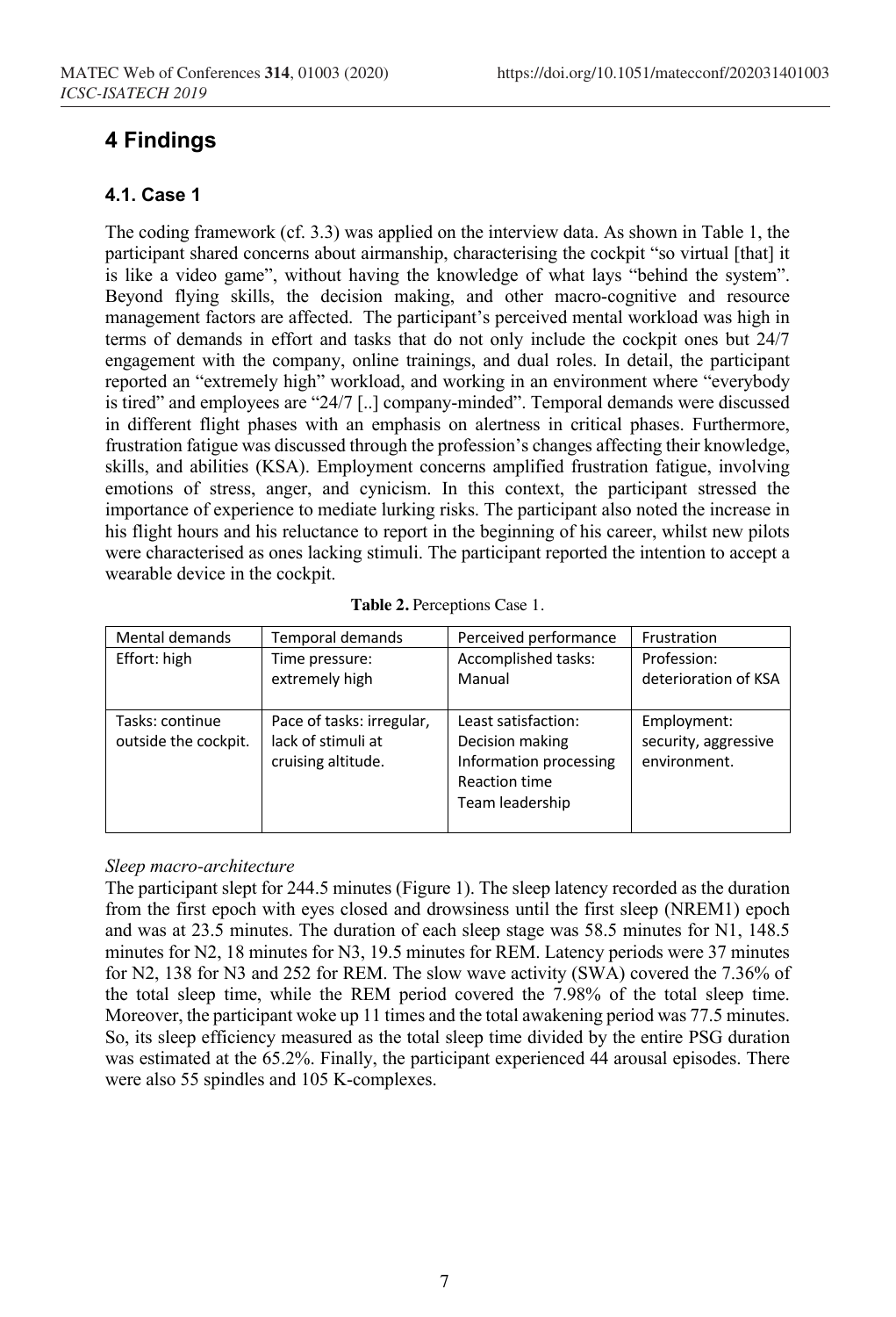## 4 Findings

### 4.1. Case 1

The coding framework (cf. 3.3) was applied on the interview data. As shown in Table 1, the participant shared concerns about airmanship, characterising the cockpit "so virtual [that] it is like a video game", without having the knowledge of what lays "behind the system". Beyond flying skills, the decision making, and other macro-cognitive and resource management factors are affected. The participant's perceived mental workload was high in terms of demands in effort and tasks that do not only include the cockpit ones but 24/7 engagement with the company, online trainings, and dual roles. In detail, the participant reported an "extremely high" workload, and working in an environment where "everybody is tired" and employees are "24/7 [..] company-minded". Temporal demands were discussed in different flight phases with an emphasis on alertness in critical phases. Furthermore, frustration fatigue was discussed through the profession's changes affecting their knowledge, skills, and abilities (KSA). Employment concerns amplified frustration fatigue, involving emotions of stress, anger, and cynicism. In this context, the participant stressed the importance of experience to mediate lurking risks. The participant also noted the increase in his flight hours and his reluctance to report in the beginning of his career, whilst new pilots were characterised as ones lacking stimuli. The participant reported the intention to accept a wearable device in the cockpit.

**Table 2.** Perceptions Case 1.

| Mental demands | Temporal demands | Perceived performance | Frustration |
|---|---|---|---|
| Effort: high | Time pressure: extremely high | Accomplished tasks: Manual | Profession: deterioration of KSA |
| Tasks: continue outside the cockpit. | Pace of tasks: irregular, lack of stimuli at cruising altitude. | Least satisfaction: Decision making Information processing Reaction time Team leadership | Employment: security, aggressive environment. |

*Sleep macro-architecture*

The participant slept for 244.5 minutes (Figure 1). The sleep latency recorded as the duration from the first epoch with eyes closed and drowsiness until the first sleep (NREM1) epoch and was at 23.5 minutes. The duration of each sleep stage was 58.5 minutes for N1, 148.5 minutes for N2, 18 minutes for N3, 19.5 minutes for REM. Latency periods were 37 minutes for N2, 138 for N3 and 252 for REM. The slow wave activity (SWA) covered the 7.36% of the total sleep time, while the REM period covered the 7.98% of the total sleep time. Moreover, the participant woke up 11 times and the total awakening period was 77.5 minutes. So, its sleep efficiency measured as the total sleep time divided by the entire PSG duration was estimated at the 65.2%. Finally, the participant experienced 44 arousal episodes. There were also 55 spindles and 105 K-complexes.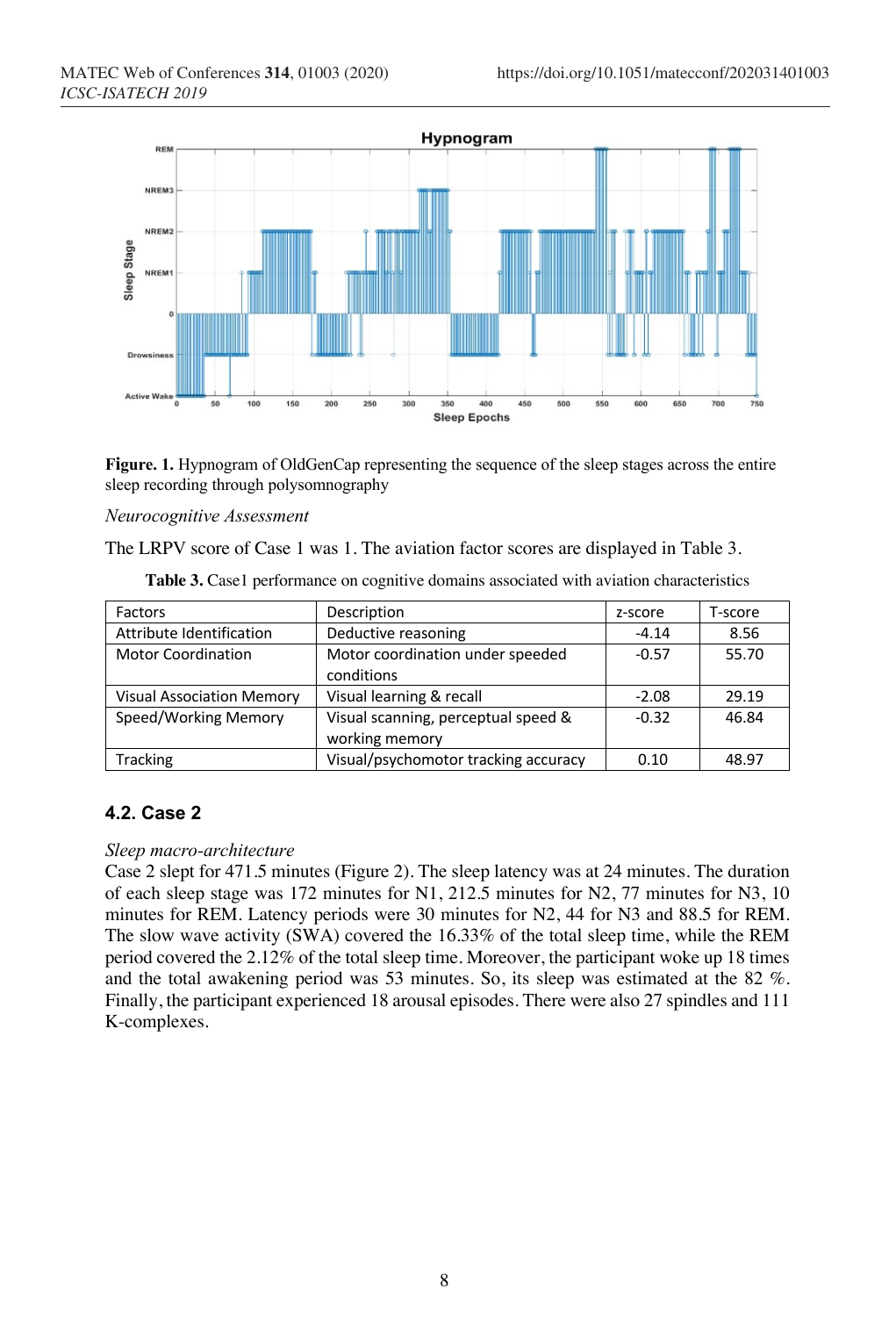**Figure. 1.** Hypnogram of OldGenCap representing the sequence of the sleep stages across the entire sleep recording through polysomnography

*Neurocognitive Assessment*

The LRPV score of Case 1 was 1. The aviation factor scores are displayed in Table 3.

**Table 3.** Case1 performance on cognitive domains associated with aviation characteristics

| Factors | Description | z-score | T-score |
|---|---|---|---|
| Attribute Identification | Deductive reasoning | -4.14 | 8.56 |
| Motor Coordination | Motor coordination under speeded conditions | -0.57 | 55.70 |
| Visual Association Memory | Visual learning & recall | -2.08 | 29.19 |
| Speed/Working Memory | Visual scanning, perceptual speed & working memory | -0.32 | 46.84 |
| Tracking | Visual/psychomotor tracking accuracy | 0.10 | 48.97 |

### 4.2. Case 2

*Sleep macro-architecture*

Case 2 slept for 471.5 minutes (Figure 2). The sleep latency was at 24 minutes. The duration of each sleep stage was 172 minutes for N1, 212.5 minutes for N2, 77 minutes for N3, 10 minutes for REM. Latency periods were 30 minutes for N2, 44 for N3 and 88.5 for REM. The slow wave activity (SWA) covered the 16.33% of the total sleep time, while the REM period covered the 2.12% of the total sleep time. Moreover, the participant woke up 18 times and the total awakening period was 53 minutes. So, its sleep was estimated at the 82 %. Finally, the participant experienced 18 arousal episodes. There were also 27 spindles and 111 K-complexes.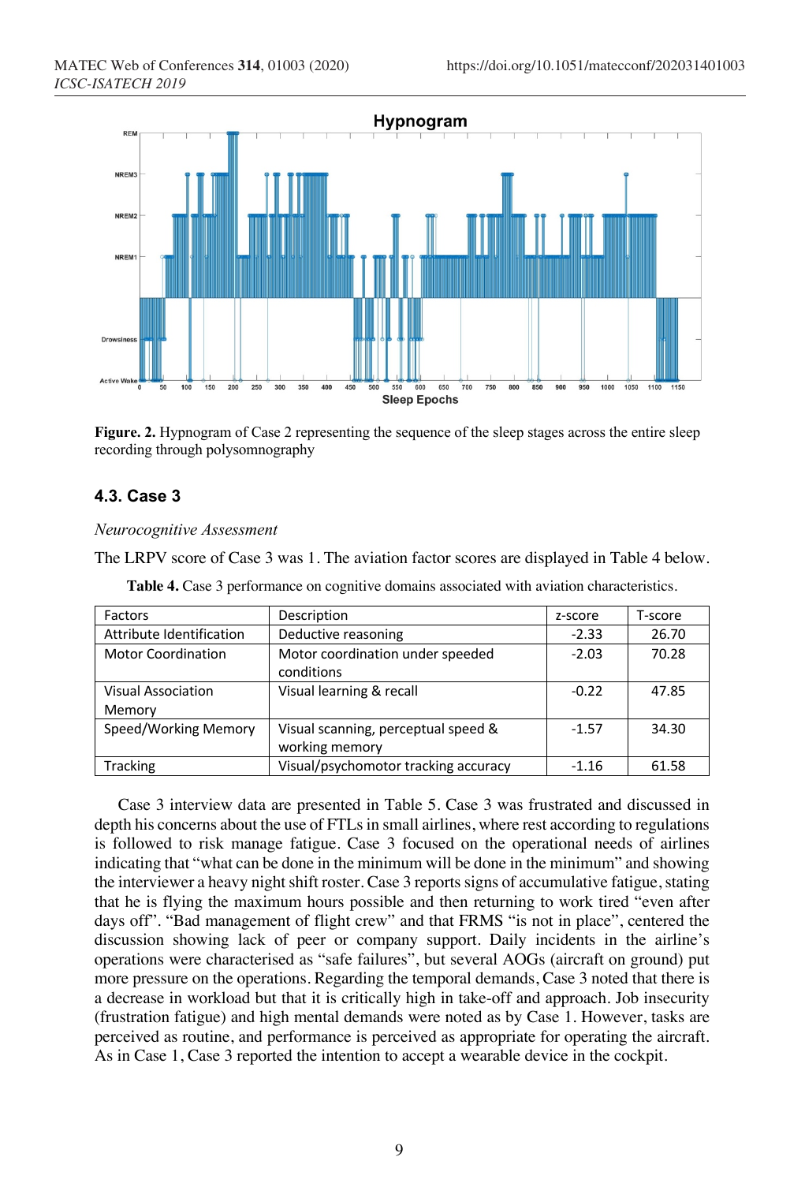**Figure. 2.** Hypnogram of Case 2 representing the sequence of the sleep stages across the entire sleep recording through polysomnography

### 4.3. Case 3

*Neurocognitive Assessment*

The LRPV score of Case 3 was 1. The aviation factor scores are displayed in Table 4 below.

**Table 4.** Case 3 performance on cognitive domains associated with aviation characteristics.

| Factors | Description | z-score | T-score |
|---|---|---|---|
| Attribute Identification | Deductive reasoning | -2.33 | 26.70 |
| Motor Coordination | Motor coordination under speeded conditions | -2.03 | 70.28 |
| Visual Association Memory | Visual learning & recall | -0.22 | 47.85 |
| Speed/Working Memory | Visual scanning, perceptual speed & working memory | -1.57 | 34.30 |
| Tracking | Visual/psychomotor tracking accuracy | -1.16 | 61.58 |

Case 3 interview data are presented in Table 5. Case 3 was frustrated and discussed in depth his concerns about the use of FTLs in small airlines, where rest according to regulations is followed to risk manage fatigue. Case 3 focused on the operational needs of airlines indicating that "what can be done in the minimum will be done in the minimum" and showing the interviewer a heavy night shift roster. Case 3 reports signs of accumulative fatigue, stating that he is flying the maximum hours possible and then returning to work tired "even after days off". "Bad management of flight crew" and that FRMS "is not in place", centered the discussion showing lack of peer or company support. Daily incidents in the airline's operations were characterised as "safe failures", but several AOGs (aircraft on ground) put more pressure on the operations. Regarding the temporal demands, Case 3 noted that there is a decrease in workload but that it is critically high in take-off and approach. Job insecurity (frustration fatigue) and high mental demands were noted as by Case 1. However, tasks are perceived as routine, and performance is perceived as appropriate for operating the aircraft. As in Case 1, Case 3 reported the intention to accept a wearable device in the cockpit.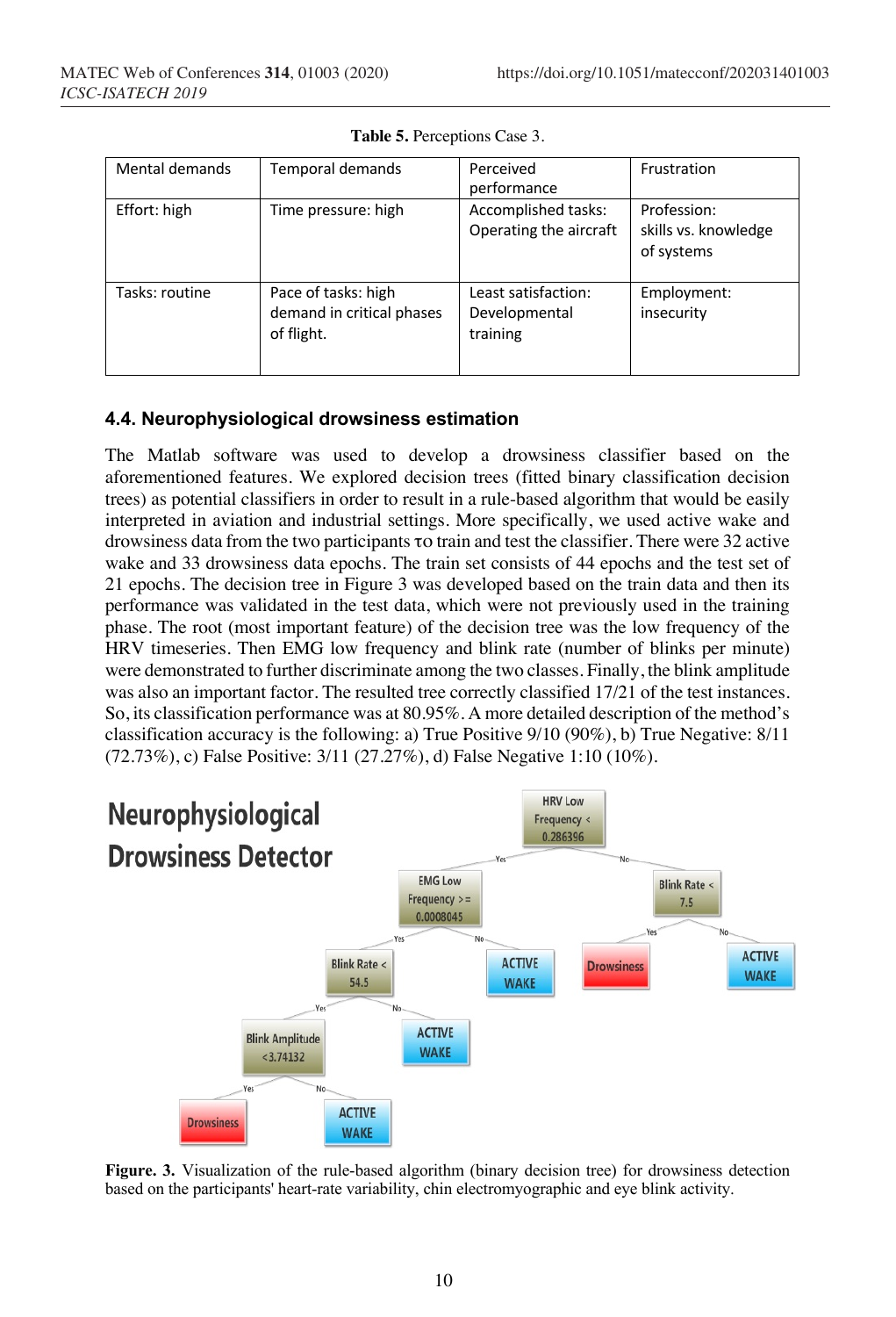**Table 5.** Perceptions Case 3.

| Mental demands | Temporal demands | Perceived performance | Frustration |
|---|---|---|---|
| Effort: high | Time pressure: high | Accomplished tasks: Operating the aircraft | Profession: skills vs. knowledge of systems |
| Tasks: routine | Pace of tasks: high demand in critical phases of flight. | Least satisfaction: Developmental training | Employment: insecurity |

### 4.4. Neurophysiological drowsiness estimation

The Matlab software was used to develop a drowsiness classifier based on the aforementioned features. We explored decision trees (fitted binary classification decision trees) as potential classifiers in order to result in a rule-based algorithm that would be easily interpreted in aviation and industrial settings. More specifically, we used active wake and drowsiness data from the two participants τo train and test the classifier. There were 32 active wake and 33 drowsiness data epochs. The train set consists of 44 epochs and the test set of 21 epochs. The decision tree in Figure 3 was developed based on the train data and then its performance was validated in the test data, which were not previously used in the training phase. The root (most important feature) of the decision tree was the low frequency of the HRV timeseries. Then EMG low frequency and blink rate (number of blinks per minute) were demonstrated to further discriminate among the two classes. Finally, the blink amplitude was also an important factor. The resulted tree correctly classified 17/21 of the test instances. So, its classification performance was at 80.95%. A more detailed description of the method's classification accuracy is the following: a) True Positive 9/10 (90%), b) True Negative: 8/11 (72.73%), c) False Positive: 3/11 (27.27%), d) False Negative 1:10 (10%).

**Figure. 3.** Visualization of the rule-based algorithm (binary decision tree) for drowsiness detection based on the participants' heart-rate variability, chin electromyographic and eye blink activity.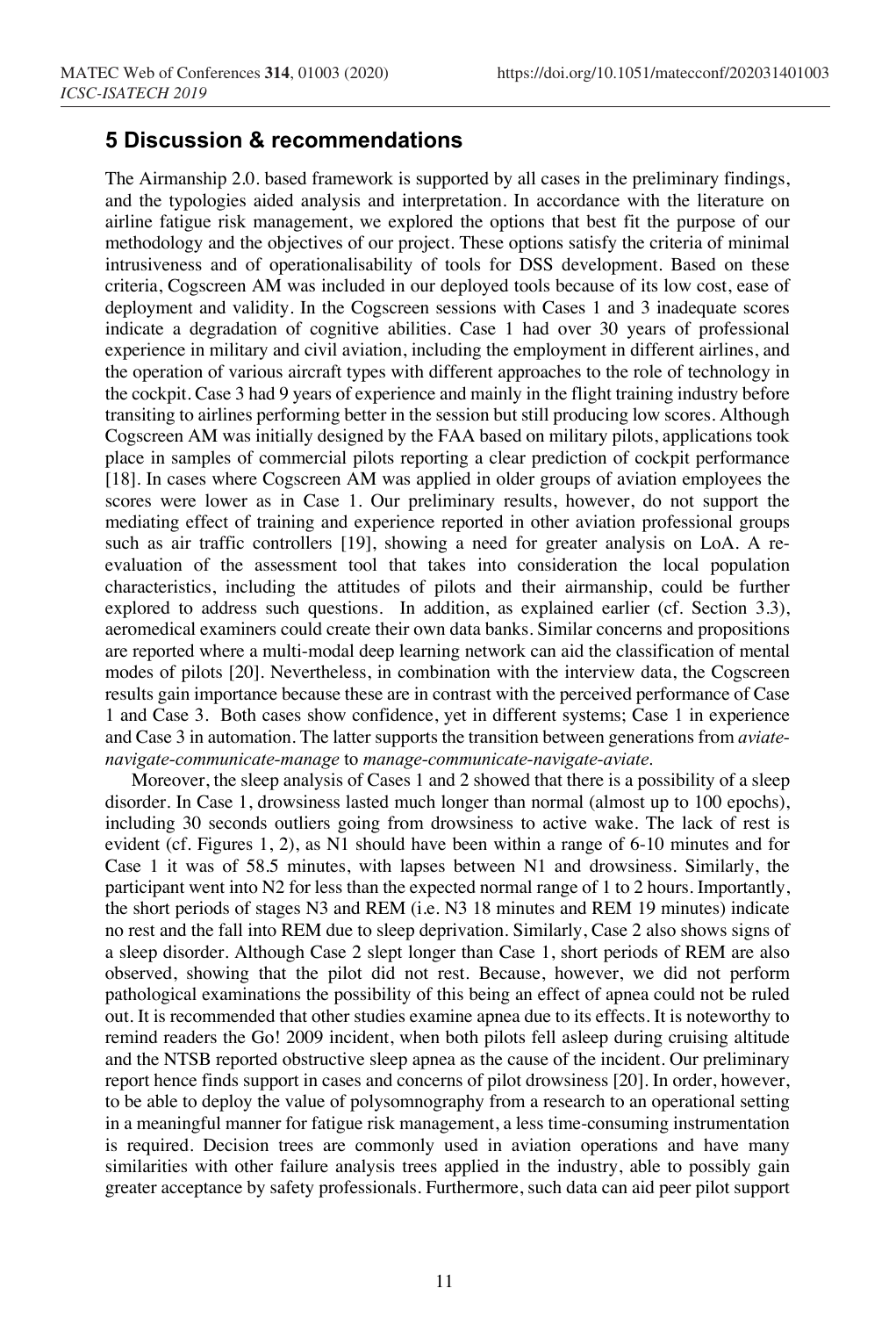## 5 Discussion & recommendations

The Airmanship 2.0. based framework is supported by all cases in the preliminary findings, and the typologies aided analysis and interpretation. In accordance with the literature on airline fatigue risk management, we explored the options that best fit the purpose of our methodology and the objectives of our project. These options satisfy the criteria of minimal intrusiveness and of operationalisability of tools for DSS development. Based on these criteria, Cogscreen AM was included in our deployed tools because of its low cost, ease of deployment and validity. In the Cogscreen sessions with Cases 1 and 3 inadequate scores indicate a degradation of cognitive abilities. Case 1 had over 30 years of professional experience in military and civil aviation, including the employment in different airlines, and the operation of various aircraft types with different approaches to the role of technology in the cockpit. Case 3 had 9 years of experience and mainly in the flight training industry before transiting to airlines performing better in the session but still producing low scores. Although Cogscreen AM was initially designed by the FAA based on military pilots, applications took place in samples of commercial pilots reporting a clear prediction of cockpit performance [18]. In cases where Cogscreen AM was applied in older groups of aviation employees the scores were lower as in Case 1. Our preliminary results, however, do not support the mediating effect of training and experience reported in other aviation professional groups such as air traffic controllers [19], showing a need for greater analysis on LoA. A re-evaluation of the assessment tool that takes into consideration the local population characteristics, including the attitudes of pilots and their airmanship, could be further explored to address such questions. In addition, as explained earlier (cf. Section 3.3), aeromedical examiners could create their own data banks. Similar concerns and propositions are reported where a multi-modal deep learning network can aid the classification of mental modes of pilots [20]. Nevertheless, in combination with the interview data, the Cogscreen results gain importance because these are in contrast with the perceived performance of Case 1 and Case 3. Both cases show confidence, yet in different systems; Case 1 in experience and Case 3 in automation. The latter supports the transition between generations from *aviate-navigate-communicate-manage* to *manage-communicate-navigate-aviate*.

Moreover, the sleep analysis of Cases 1 and 2 showed that there is a possibility of a sleep disorder. In Case 1, drowsiness lasted much longer than normal (almost up to 100 epochs), including 30 seconds outliers going from drowsiness to active wake. The lack of rest is evident (cf. Figures 1, 2), as N1 should have been within a range of 6-10 minutes and for Case 1 it was of 58.5 minutes, with lapses between N1 and drowsiness. Similarly, the participant went into N2 for less than the expected normal range of 1 to 2 hours. Importantly, the short periods of stages N3 and REM (i.e. N3 18 minutes and REM 19 minutes) indicate no rest and the fall into REM due to sleep deprivation. Similarly, Case 2 also shows signs of a sleep disorder. Although Case 2 slept longer than Case 1, short periods of REM are also observed, showing that the pilot did not rest. Because, however, we did not perform pathological examinations the possibility of this being an effect of apnea could not be ruled out. It is recommended that other studies examine apnea due to its effects. It is noteworthy to remind readers the Go! 2009 incident, when both pilots fell asleep during cruising altitude and the NTSB reported obstructive sleep apnea as the cause of the incident. Our preliminary report hence finds support in cases and concerns of pilot drowsiness [20]. In order, however, to be able to deploy the value of polysomnography from a research to an operational setting in a meaningful manner for fatigue risk management, a less time-consuming instrumentation is required. Decision trees are commonly used in aviation operations and have many similarities with other failure analysis trees applied in the industry, able to possibly gain greater acceptance by safety professionals. Furthermore, such data can aid peer pilot support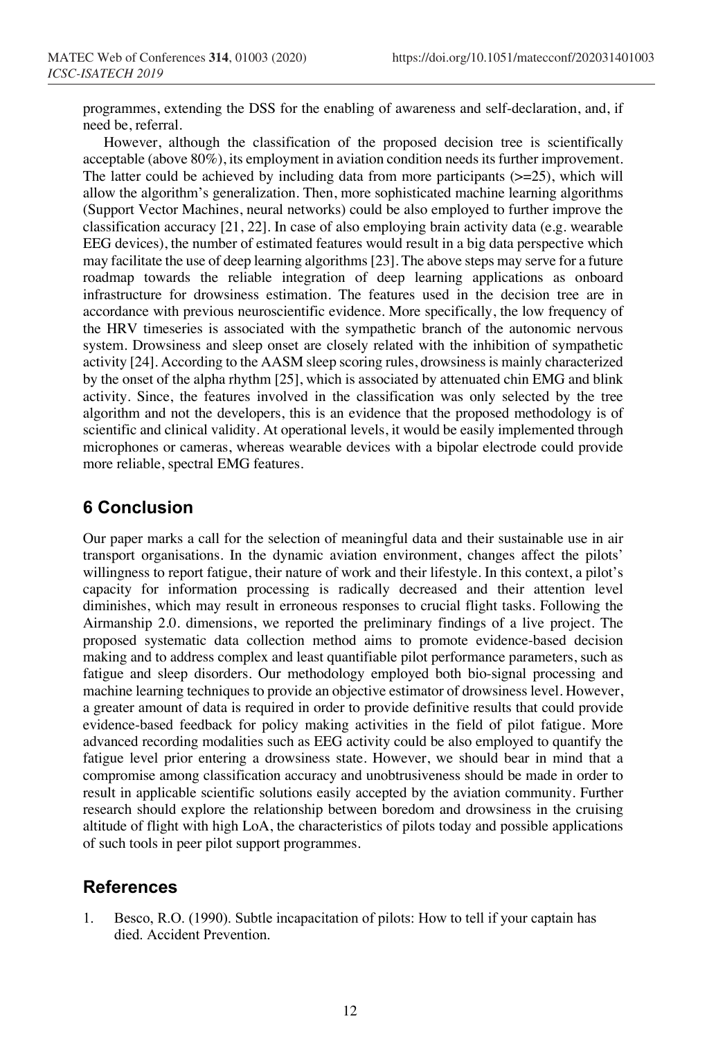programmes, extending the DSS for the enabling of awareness and self-declaration, and, if need be, referral.

However, although the classification of the proposed decision tree is scientifically acceptable (above 80%), its employment in aviation condition needs its further improvement. The latter could be achieved by including data from more participants (>=25), which will allow the algorithm's generalization. Then, more sophisticated machine learning algorithms (Support Vector Machines, neural networks) could be also employed to further improve the classification accuracy [21, 22]. In case of also employing brain activity data (e.g. wearable EEG devices), the number of estimated features would result in a big data perspective which may facilitate the use of deep learning algorithms [23]. The above steps may serve for a future roadmap towards the reliable integration of deep learning applications as onboard infrastructure for drowsiness estimation. The features used in the decision tree are in accordance with previous neuroscientific evidence. More specifically, the low frequency of the HRV timeseries is associated with the sympathetic branch of the autonomic nervous system. Drowsiness and sleep onset are closely related with the inhibition of sympathetic activity [24]. According to the AASM sleep scoring rules, drowsiness is mainly characterized by the onset of the alpha rhythm [25], which is associated by attenuated chin EMG and blink activity. Since, the features involved in the classification was only selected by the tree algorithm and not the developers, this is an evidence that the proposed methodology is of scientific and clinical validity. At operational levels, it would be easily implemented through microphones or cameras, whereas wearable devices with a bipolar electrode could provide more reliable, spectral EMG features.

## 6 Conclusion

Our paper marks a call for the selection of meaningful data and their sustainable use in air transport organisations. In the dynamic aviation environment, changes affect the pilots' willingness to report fatigue, their nature of work and their lifestyle. In this context, a pilot's capacity for information processing is radically decreased and their attention level diminishes, which may result in erroneous responses to crucial flight tasks. Following the Airmanship 2.0. dimensions, we reported the preliminary findings of a live project. The proposed systematic data collection method aims to promote evidence-based decision making and to address complex and least quantifiable pilot performance parameters, such as fatigue and sleep disorders. Our methodology employed both bio-signal processing and machine learning techniques to provide an objective estimator of drowsiness level. However, a greater amount of data is required in order to provide definitive results that could provide evidence-based feedback for policy making activities in the field of pilot fatigue. More advanced recording modalities such as EEG activity could be also employed to quantify the fatigue level prior entering a drowsiness state. However, we should bear in mind that a compromise among classification accuracy and unobtrusiveness should be made in order to result in applicable scientific solutions easily accepted by the aviation community. Further research should explore the relationship between boredom and drowsiness in the cruising altitude of flight with high LoA, the characteristics of pilots today and possible applications of such tools in peer pilot support programmes.

## References

1. Besco, R.O. (1990). Subtle incapacitation of pilots: How to tell if your captain has died. Accident Prevention.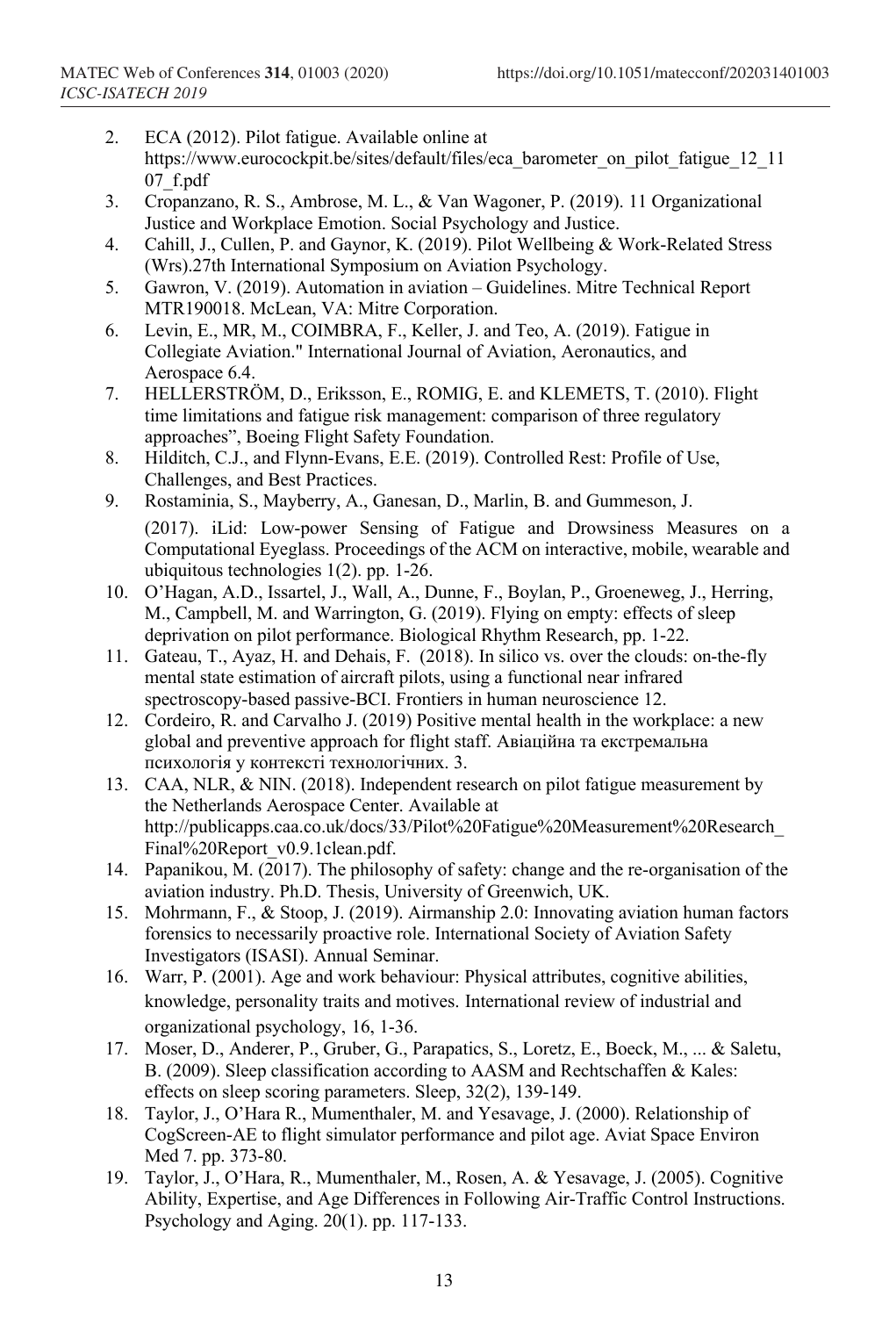2. ECA (2012). Pilot fatigue. Available online at https://www.eurocockpit.be/sites/default/files/eca_barometer_on_pilot_fatigue_12_1107_f.pdf
3. Cropanzano, R. S., Ambrose, M. L., & Van Wagoner, P. (2019). 11 Organizational Justice and Workplace Emotion. Social Psychology and Justice.
4. Cahill, J., Cullen, P. and Gaynor, K. (2019). Pilot Wellbeing & Work-Related Stress (Wrs).27th International Symposium on Aviation Psychology.
5. Gawron, V. (2019). Automation in aviation – Guidelines. Mitre Technical Report MTR190018. McLean, VA: Mitre Corporation.
6. Levin, E., MR, M., COIMBRA, F., Keller, J. and Teo, A. (2019). Fatigue in Collegiate Aviation." International Journal of Aviation, Aeronautics, and Aerospace 6.4.
7. HELLERSTRÖM, D., Eriksson, E., ROMIG, E. and KLEMETS, T. (2010). Flight time limitations and fatigue risk management: comparison of three regulatory approaches", Boeing Flight Safety Foundation.
8. Hilditch, C.J., and Flynn-Evans, E.E. (2019). Controlled Rest: Profile of Use, Challenges, and Best Practices.
9. Rostaminia, S., Mayberry, A., Ganesan, D., Marlin, B. and Gummeson, J. (2017). iLid: Low-power Sensing of Fatigue and Drowsiness Measures on a Computational Eyeglass. Proceedings of the ACM on interactive, mobile, wearable and ubiquitous technologies 1(2). pp. 1-26.
10. O'Hagan, A.D., Issartel, J., Wall, A., Dunne, F., Boylan, P., Groeneweg, J., Herring, M., Campbell, M. and Warrington, G. (2019). Flying on empty: effects of sleep deprivation on pilot performance. Biological Rhythm Research, pp. 1-22.
11. Gateau, T., Ayaz, H. and Dehais, F. (2018). In silico vs. over the clouds: on-the-fly mental state estimation of aircraft pilots, using a functional near infrared spectroscopy-based passive-BCI. Frontiers in human neuroscience 12.
12. Cordeiro, R. and Carvalho J. (2019) Positive mental health in the workplace: a new global and preventive approach for flight staff. Авіаційна та екстремальна психологія у контексті технологічних. 3.
13. CAA, NLR, & NIN. (2018). Independent research on pilot fatigue measurement by the Netherlands Aerospace Center. Available at http://publicapps.caa.co.uk/docs/33/Pilot%20Fatigue%20Measurement%20Research_Final%20Report_v0.9.1clean.pdf.
14. Papanikou, M. (2017). The philosophy of safety: change and the re-organisation of the aviation industry. Ph.D. Thesis, University of Greenwich, UK.
15. Mohrmann, F., & Stoop, J. (2019). Airmanship 2.0: Innovating aviation human factors forensics to necessarily proactive role. International Society of Aviation Safety Investigators (ISASI). Annual Seminar.
16. Warr, P. (2001). Age and work behaviour: Physical attributes, cognitive abilities, knowledge, personality traits and motives. International review of industrial and organizational psychology, 16, 1-36.
17. Moser, D., Anderer, P., Gruber, G., Parapatics, S., Loretz, E., Boeck, M., ... & Saletu, B. (2009). Sleep classification according to AASM and Rechtschaffen & Kales: effects on sleep scoring parameters. Sleep, 32(2), 139-149.
18. Taylor, J., O'Hara R., Mumenthaler, M. and Yesavage, J. (2000). Relationship of CogScreen-AE to flight simulator performance and pilot age. Aviat Space Environ Med 7. pp. 373-80.
19. Taylor, J., O'Hara, R., Mumenthaler, M., Rosen, A. & Yesavage, J. (2005). Cognitive Ability, Expertise, and Age Differences in Following Air-Traffic Control Instructions. Psychology and Aging. 20(1). pp. 117-133.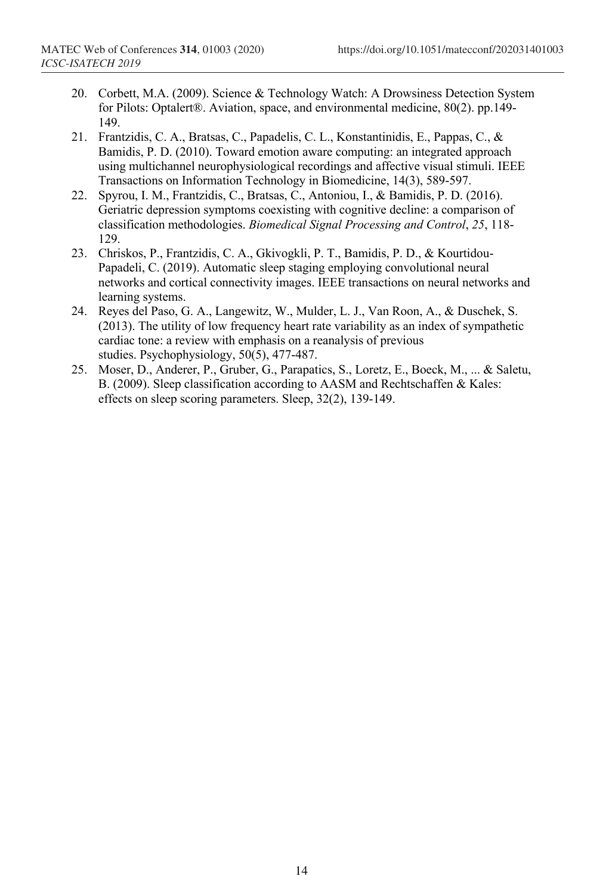20. Corbett, M.A. (2009). Science & Technology Watch: A Drowsiness Detection System for Pilots: Optalert®. Aviation, space, and environmental medicine, 80(2). pp.149-149.
21. Frantzidis, C. A., Bratsas, C., Papadelis, C. L., Konstantinidis, E., Pappas, C., & Bamidis, P. D. (2010). Toward emotion aware computing: an integrated approach using multichannel neurophysiological recordings and affective visual stimuli. IEEE Transactions on Information Technology in Biomedicine, 14(3), 589-597.
22. Spyrou, I. M., Frantzidis, C., Bratsas, C., Antoniou, I., & Bamidis, P. D. (2016). Geriatric depression symptoms coexisting with cognitive decline: a comparison of classification methodologies. *Biomedical Signal Processing and Control*, *25*, 118-129.
23. Chriskos, P., Frantzidis, C. A., Gkivogkli, P. T., Bamidis, P. D., & Kourtidou-Papadeli, C. (2019). Automatic sleep staging employing convolutional neural networks and cortical connectivity images. IEEE transactions on neural networks and learning systems.
24. Reyes del Paso, G. A., Langewitz, W., Mulder, L. J., Van Roon, A., & Duschek, S. (2013). The utility of low frequency heart rate variability as an index of sympathetic cardiac tone: a review with emphasis on a reanalysis of previous studies. Psychophysiology, 50(5), 477-487.
25. Moser, D., Anderer, P., Gruber, G., Parapatics, S., Loretz, E., Boeck, M., ... & Saletu, B. (2009). Sleep classification according to AASM and Rechtschaffen & Kales: effects on sleep scoring parameters. Sleep, 32(2), 139-149.